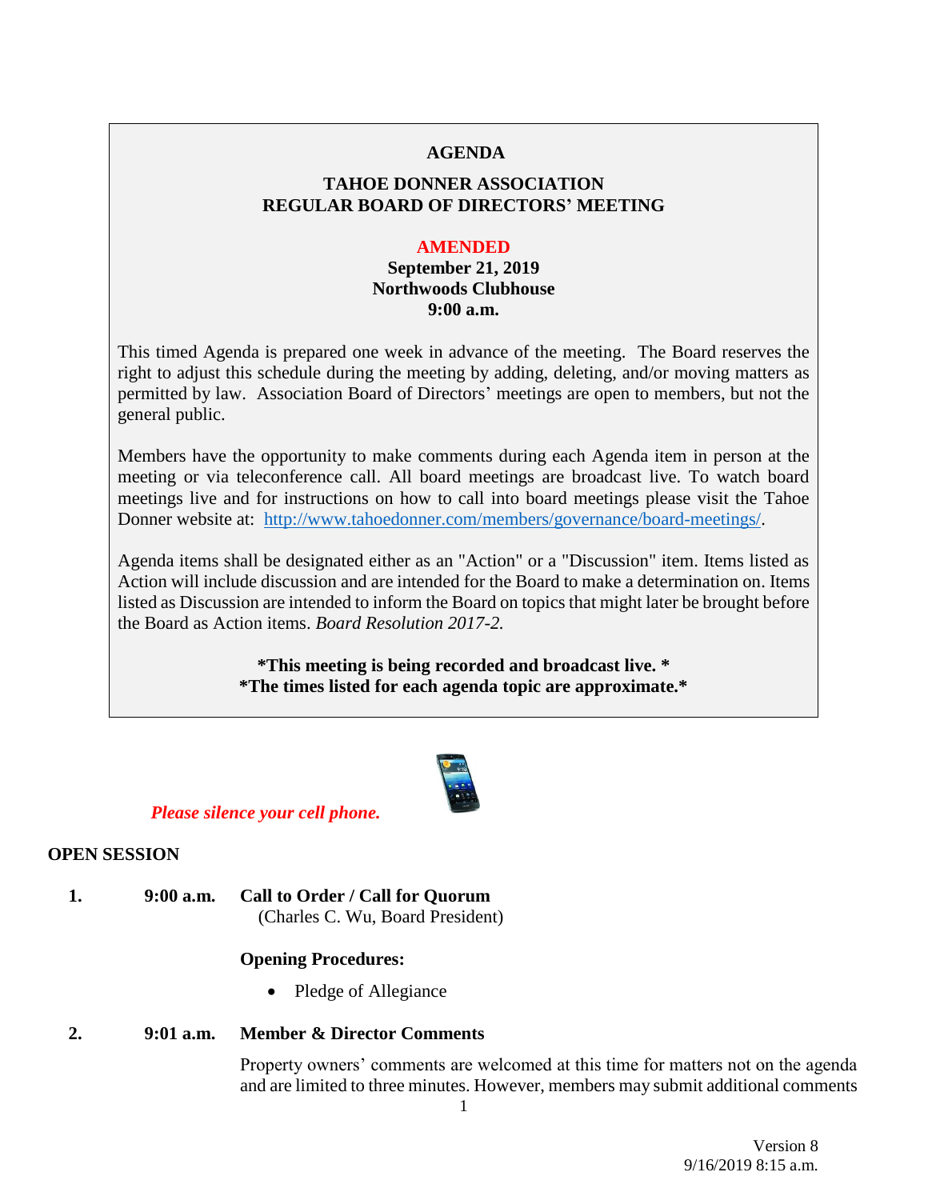# AGENDA

## TAHOE DONNER ASSOCIATION
## REGULAR BOARD OF DIRECTORS' MEETING

**AMENDED**
**September 21, 2019**
**Northwoods Clubhouse**
**9:00 a.m.**

This timed Agenda is prepared one week in advance of the meeting. The Board reserves the right to adjust this schedule during the meeting by adding, deleting, and/or moving matters as permitted by law. Association Board of Directors' meetings are open to members, but not the general public.

Members have the opportunity to make comments during each Agenda item in person at the meeting or via teleconference call. All board meetings are broadcast live. To watch board meetings live and for instructions on how to call into board meetings please visit the Tahoe Donner website at: [http://www.tahoedonner.com/members/governance/board-meetings/](http://www.tahoedonner.com/members/governance/board-meetings/).

Agenda items shall be designated either as an "Action" or a "Discussion" item. Items listed as Action will include discussion and are intended for the Board to make a determination on. Items listed as Discussion are intended to inform the Board on topics that might later be brought before the Board as Action items. *Board Resolution 2017-2.*

**\*This meeting is being recorded and broadcast live. \***
**\*The times listed for each agenda topic are approximate.\***

***Please silence your cell phone.***

## OPEN SESSION

**1. 9:00 a.m. Call to Order / Call for Quorum**
(Charles C. Wu, Board President)

**Opening Procedures:**

- Pledge of Allegiance

**2. 9:01 a.m. Member & Director Comments**

Property owners' comments are welcomed at this time for matters not on the agenda and are limited to three minutes. However, members may submit additional comments

Version 8
9/16/2019 8:15 a.m.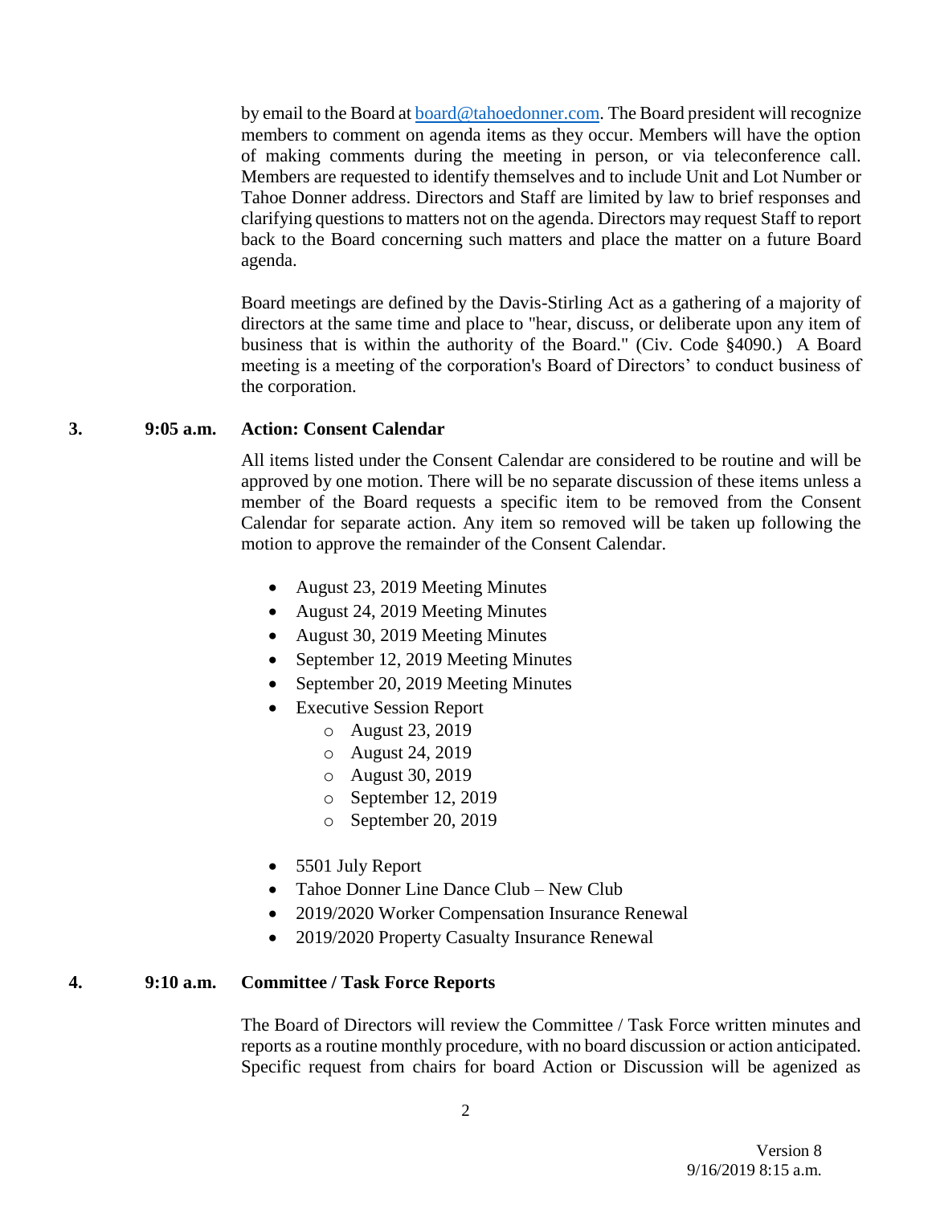by email to the Board at board@tahoedonner.com. The Board president will recognize members to comment on agenda items as they occur. Members will have the option of making comments during the meeting in person, or via teleconference call. Members are requested to identify themselves and to include Unit and Lot Number or Tahoe Donner address. Directors and Staff are limited by law to brief responses and clarifying questions to matters not on the agenda. Directors may request Staff to report back to the Board concerning such matters and place the matter on a future Board agenda.

Board meetings are defined by the Davis-Stirling Act as a gathering of a majority of directors at the same time and place to "hear, discuss, or deliberate upon any item of business that is within the authority of the Board." (Civ. Code §4090.) A Board meeting is a meeting of the corporation's Board of Directors' to conduct business of the corporation.

**3. 9:05 a.m. Action: Consent Calendar**

All items listed under the Consent Calendar are considered to be routine and will be approved by one motion. There will be no separate discussion of these items unless a member of the Board requests a specific item to be removed from the Consent Calendar for separate action. Any item so removed will be taken up following the motion to approve the remainder of the Consent Calendar.

- August 23, 2019 Meeting Minutes
- August 24, 2019 Meeting Minutes
- August 30, 2019 Meeting Minutes
- September 12, 2019 Meeting Minutes
- September 20, 2019 Meeting Minutes
- Executive Session Report
  - August 23, 2019
  - August 24, 2019
  - August 30, 2019
  - September 12, 2019
  - September 20, 2019
- 5501 July Report
- Tahoe Donner Line Dance Club – New Club
- 2019/2020 Worker Compensation Insurance Renewal
- 2019/2020 Property Casualty Insurance Renewal

**4. 9:10 a.m. Committee / Task Force Reports**

The Board of Directors will review the Committee / Task Force written minutes and reports as a routine monthly procedure, with no board discussion or action anticipated. Specific request from chairs for board Action or Discussion will be agenized as

Version 8
9/16/2019 8:15 a.m.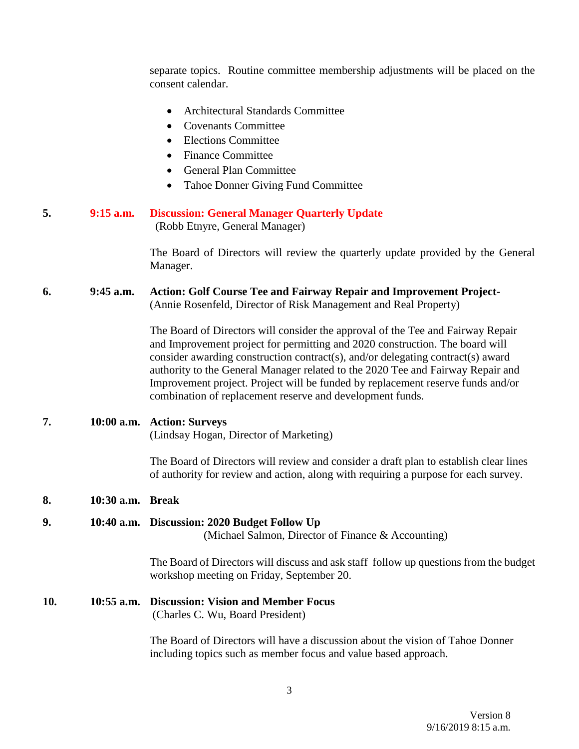separate topics. Routine committee membership adjustments will be placed on the consent calendar.

- Architectural Standards Committee
- Covenants Committee
- Elections Committee
- Finance Committee
- General Plan Committee
- Tahoe Donner Giving Fund Committee

**5. 9:15 a.m. Discussion: General Manager Quarterly Update**
(Robb Etnyre, General Manager)

The Board of Directors will review the quarterly update provided by the General Manager.

**6. 9:45 a.m. Action: Golf Course Tee and Fairway Repair and Improvement Project-**
(Annie Rosenfeld, Director of Risk Management and Real Property)

The Board of Directors will consider the approval of the Tee and Fairway Repair and Improvement project for permitting and 2020 construction. The board will consider awarding construction contract(s), and/or delegating contract(s) award authority to the General Manager related to the 2020 Tee and Fairway Repair and Improvement project. Project will be funded by replacement reserve funds and/or combination of replacement reserve and development funds.

**7. 10:00 a.m. Action: Surveys**
(Lindsay Hogan, Director of Marketing)

The Board of Directors will review and consider a draft plan to establish clear lines of authority for review and action, along with requiring a purpose for each survey.

**8. 10:30 a.m. Break**

**9. 10:40 a.m. Discussion: 2020 Budget Follow Up**
(Michael Salmon, Director of Finance & Accounting)

The Board of Directors will discuss and ask staff follow up questions from the budget workshop meeting on Friday, September 20.

**10. 10:55 a.m. Discussion: Vision and Member Focus**
(Charles C. Wu, Board President)

The Board of Directors will have a discussion about the vision of Tahoe Donner including topics such as member focus and value based approach.

Version 8
9/16/2019 8:15 a.m.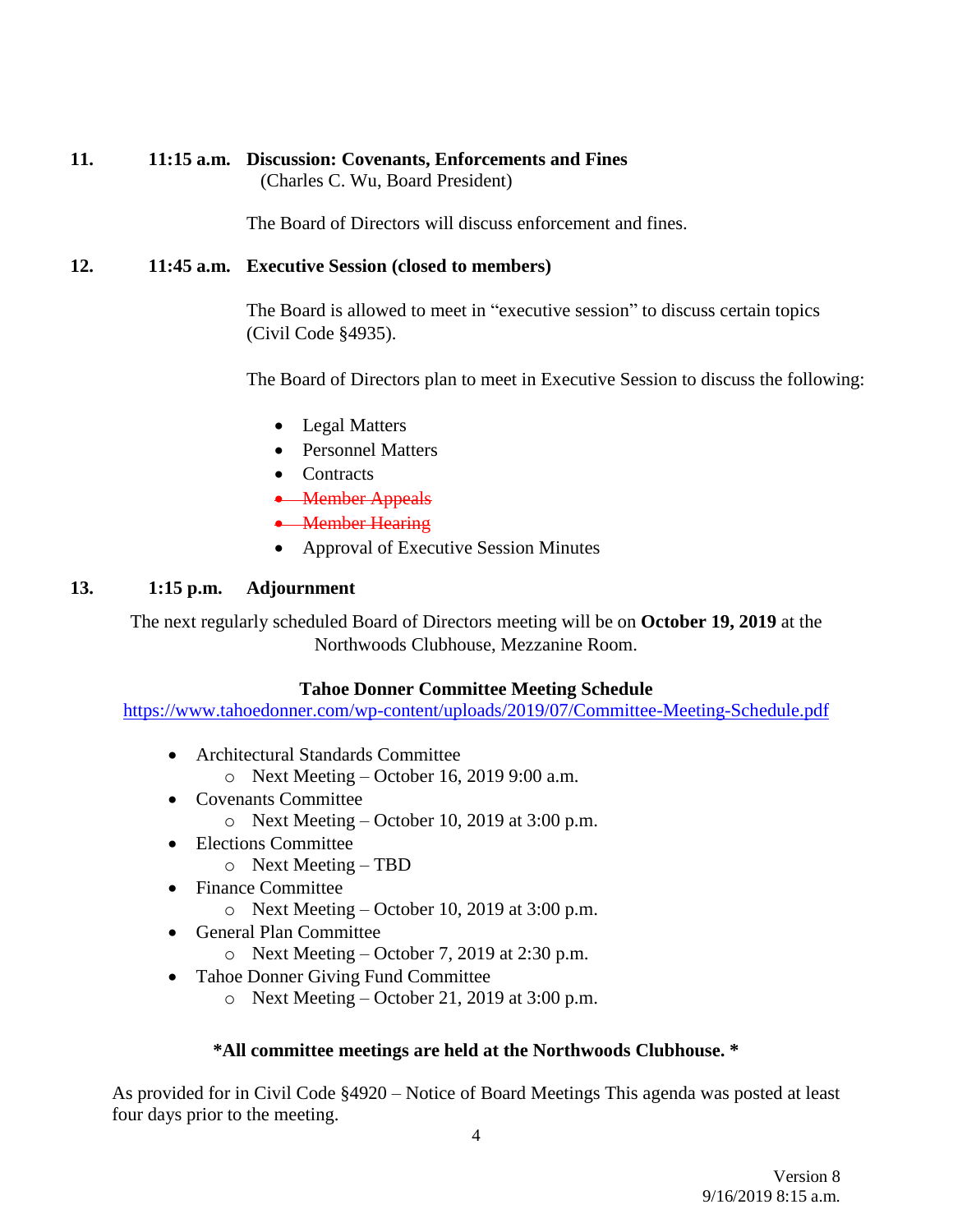**11. 11:15 a.m. Discussion: Covenants, Enforcements and Fines**
(Charles C. Wu, Board President)

The Board of Directors will discuss enforcement and fines.

**12. 11:45 a.m. Executive Session (closed to members)**

The Board is allowed to meet in "executive session" to discuss certain topics (Civil Code §4935).

The Board of Directors plan to meet in Executive Session to discuss the following:

- Legal Matters
- Personnel Matters
- Contracts
- ~~Member Appeals~~
- ~~Member Hearing~~
- Approval of Executive Session Minutes

**13. 1:15 p.m. Adjournment**

The next regularly scheduled Board of Directors meeting will be on **October 19, 2019** at the Northwoods Clubhouse, Mezzanine Room.

**Tahoe Donner Committee Meeting Schedule**
https://www.tahoedonner.com/wp-content/uploads/2019/07/Committee-Meeting-Schedule.pdf

- Architectural Standards Committee
  - Next Meeting – October 16, 2019 9:00 a.m.
- Covenants Committee
  - Next Meeting – October 10, 2019 at 3:00 p.m.
- Elections Committee
  - Next Meeting – TBD
- Finance Committee
  - Next Meeting – October 10, 2019 at 3:00 p.m.
- General Plan Committee
  - Next Meeting – October 7, 2019 at 2:30 p.m.
- Tahoe Donner Giving Fund Committee
  - Next Meeting – October 21, 2019 at 3:00 p.m.

**\*All committee meetings are held at the Northwoods Clubhouse. \***

As provided for in Civil Code §4920 – Notice of Board Meetings This agenda was posted at least four days prior to the meeting.

Version 8
9/16/2019 8:15 a.m.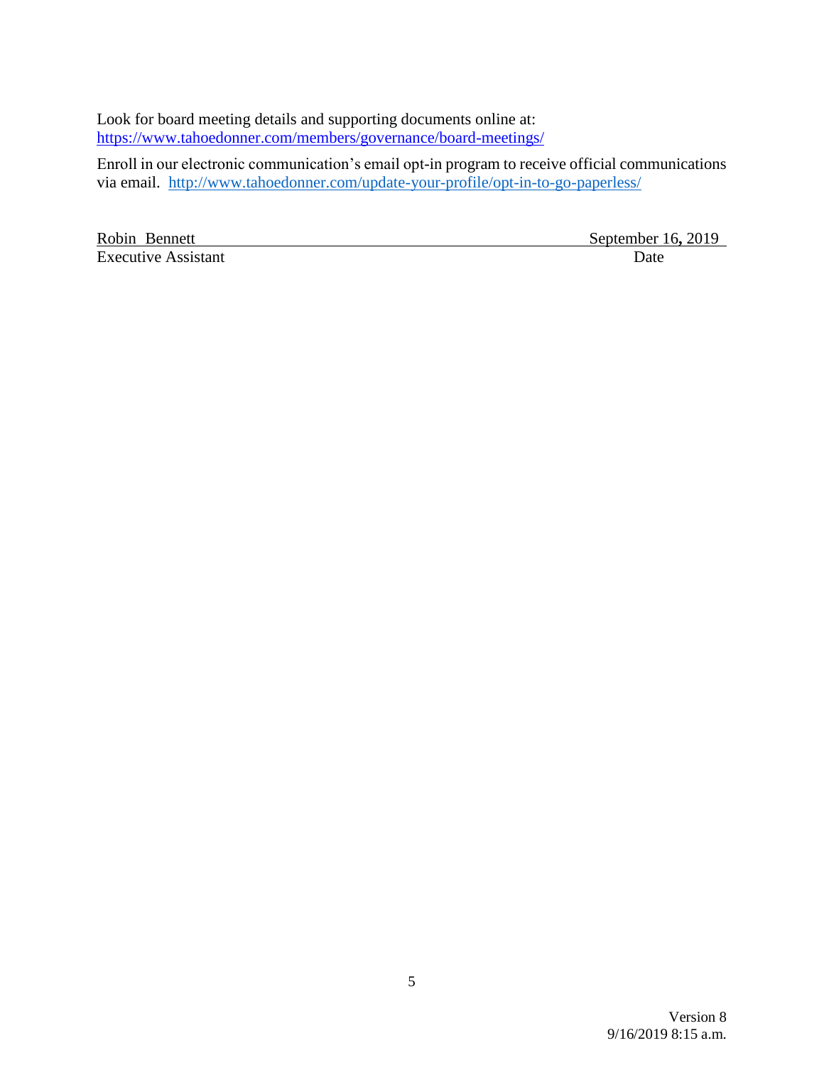Look for board meeting details and supporting documents online at:
https://www.tahoedonner.com/members/governance/board-meetings/

Enroll in our electronic communication's email opt-in program to receive official communications via email. http://www.tahoedonner.com/update-your-profile/opt-in-to-go-paperless/

| | |
|---|---|
| Robin Bennett | September 16, 2019 |
| Executive Assistant | Date |

Version 8
9/16/2019 8:15 a.m.